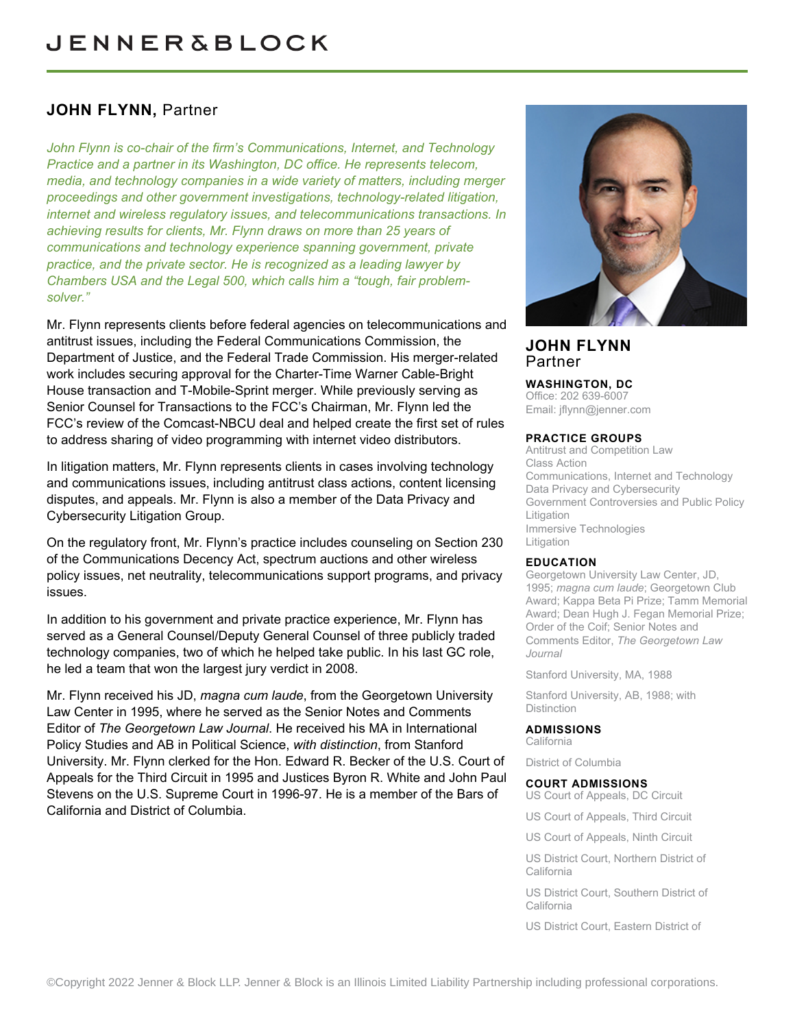# JENNER&BLOCK

## JOHN FLYNN, Partner

*John Flynn is co-chair of the firm's Communications, Internet, and Technology Practice and a partner in its Washington, DC office. He represents telecom, media, and technology companies in a wide variety of matters, including merger proceedings and other government investigations, technology-related litigation, internet and wireless regulatory issues, and telecommunications transactions. In achieving results for clients, Mr. Flynn draws on more than 25 years of communications and technology experience spanning government, private practice, and the private sector. He is recognized as a leading lawyer by Chambers USA and the Legal 500, which calls him a "tough, fair problem-solver."*

Mr. Flynn represents clients before federal agencies on telecommunications and antitrust issues, including the Federal Communications Commission, the Department of Justice, and the Federal Trade Commission. His merger-related work includes securing approval for the Charter-Time Warner Cable-Bright House transaction and T-Mobile-Sprint merger. While previously serving as Senior Counsel for Transactions to the FCC's Chairman, Mr. Flynn led the FCC's review of the Comcast-NBCU deal and helped create the first set of rules to address sharing of video programming with internet video distributors.

In litigation matters, Mr. Flynn represents clients in cases involving technology and communications issues, including antitrust class actions, content licensing disputes, and appeals. Mr. Flynn is also a member of the Data Privacy and Cybersecurity Litigation Group.

On the regulatory front, Mr. Flynn's practice includes counseling on Section 230 of the Communications Decency Act, spectrum auctions and other wireless policy issues, net neutrality, telecommunications support programs, and privacy issues.

In addition to his government and private practice experience, Mr. Flynn has served as a General Counsel/Deputy General Counsel of three publicly traded technology companies, two of which he helped take public. In his last GC role, he led a team that won the largest jury verdict in 2008.

Mr. Flynn received his JD, *magna cum laude*, from the Georgetown University Law Center in 1995, where he served as the Senior Notes and Comments Editor of *The Georgetown Law Journal*. He received his MA in International Policy Studies and AB in Political Science, *with distinction*, from Stanford University. Mr. Flynn clerked for the Hon. Edward R. Becker of the U.S. Court of Appeals for the Third Circuit in 1995 and Justices Byron R. White and John Paul Stevens on the U.S. Supreme Court in 1996-97. He is a member of the Bars of California and District of Columbia.

**JOHN FLYNN**
Partner

**WASHINGTON, DC**
Office: 202 639-6007
Email: jflynn@jenner.com

**PRACTICE GROUPS**
Antitrust and Competition Law
Class Action
Communications, Internet and Technology
Data Privacy and Cybersecurity
Government Controversies and Public Policy Litigation
Immersive Technologies
Litigation

**EDUCATION**
Georgetown University Law Center, JD, 1995; *magna cum laude*; Georgetown Club Award; Kappa Beta Pi Prize; Tamm Memorial Award; Dean Hugh J. Fegan Memorial Prize; Order of the Coif; Senior Notes and Comments Editor, *The Georgetown Law Journal*

Stanford University, MA, 1988

Stanford University, AB, 1988; with Distinction

**ADMISSIONS**
California

District of Columbia

**COURT ADMISSIONS**
US Court of Appeals, DC Circuit

US Court of Appeals, Third Circuit

US Court of Appeals, Ninth Circuit

US District Court, Northern District of California

US District Court, Southern District of California

US District Court, Eastern District of

©Copyright 2022 Jenner & Block LLP. Jenner & Block is an Illinois Limited Liability Partnership including professional corporations.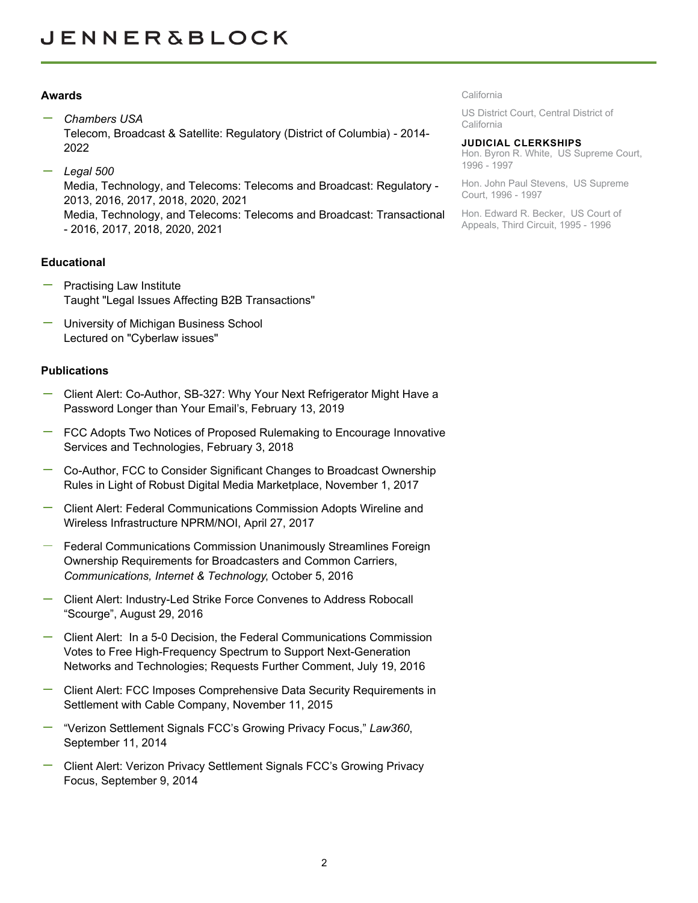## Awards

- *Chambers USA*
  Telecom, Broadcast & Satellite: Regulatory (District of Columbia) - 2014-2022
- *Legal 500*
  Media, Technology, and Telecoms: Telecoms and Broadcast: Regulatory - 2013, 2016, 2017, 2018, 2020, 2021
  Media, Technology, and Telecoms: Telecoms and Broadcast: Transactional - 2016, 2017, 2018, 2020, 2021

## Educational

- Practising Law Institute
  Taught "Legal Issues Affecting B2B Transactions"
- University of Michigan Business School
  Lectured on "Cyberlaw issues"

## Publications

- Client Alert: Co-Author, SB-327: Why Your Next Refrigerator Might Have a Password Longer than Your Email's, February 13, 2019
- FCC Adopts Two Notices of Proposed Rulemaking to Encourage Innovative Services and Technologies, February 3, 2018
- Co-Author, FCC to Consider Significant Changes to Broadcast Ownership Rules in Light of Robust Digital Media Marketplace, November 1, 2017
- Client Alert: Federal Communications Commission Adopts Wireline and Wireless Infrastructure NPRM/NOI, April 27, 2017
- Federal Communications Commission Unanimously Streamlines Foreign Ownership Requirements for Broadcasters and Common Carriers, *Communications, Internet & Technology*, October 5, 2016
- Client Alert: Industry-Led Strike Force Convenes to Address Robocall "Scourge", August 29, 2016
- Client Alert: In a 5-0 Decision, the Federal Communications Commission Votes to Free High-Frequency Spectrum to Support Next-Generation Networks and Technologies; Requests Further Comment, July 19, 2016
- Client Alert: FCC Imposes Comprehensive Data Security Requirements in Settlement with Cable Company, November 11, 2015
- "Verizon Settlement Signals FCC's Growing Privacy Focus," *Law360*, September 11, 2014
- Client Alert: Verizon Privacy Settlement Signals FCC's Growing Privacy Focus, September 9, 2014

California

US District Court, Central District of California

**JUDICIAL CLERKSHIPS**

Hon. Byron R. White, US Supreme Court, 1996 - 1997

Hon. John Paul Stevens, US Supreme Court, 1996 - 1997

Hon. Edward R. Becker, US Court of Appeals, Third Circuit, 1995 - 1996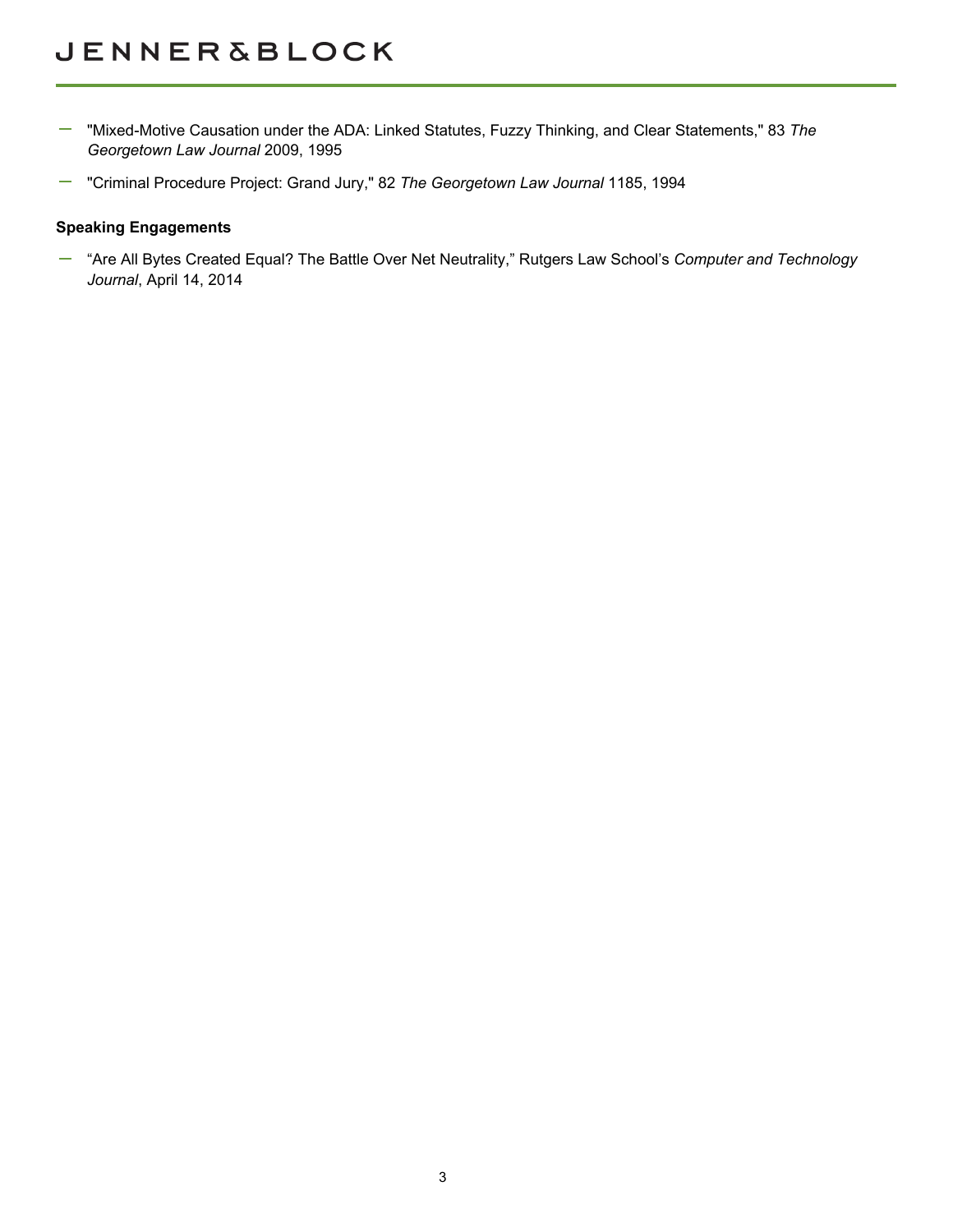- "Mixed-Motive Causation under the ADA: Linked Statutes, Fuzzy Thinking, and Clear Statements," 83 *The Georgetown Law Journal* 2009, 1995
- "Criminal Procedure Project: Grand Jury," 82 *The Georgetown Law Journal* 1185, 1994

**Speaking Engagements**

- "Are All Bytes Created Equal? The Battle Over Net Neutrality," Rutgers Law School's *Computer and Technology Journal*, April 14, 2014